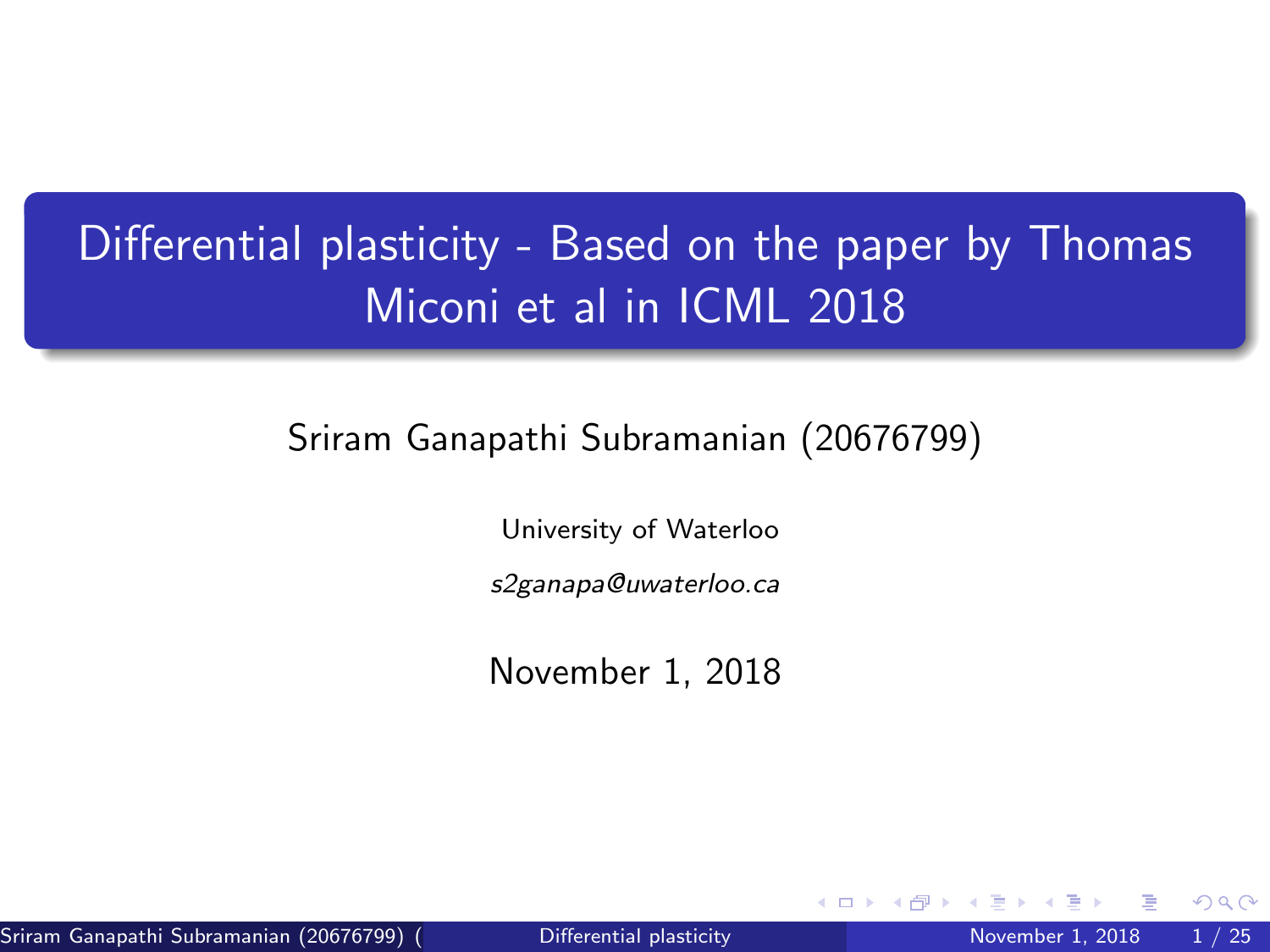# Differential plasticity - Based on the paper by Thomas Miconi et al in ICML 2018

Sriram Ganapathi Subramanian (20676799)

University of Waterloo

*s2ganapa@uwaterloo.ca*

November 1, 2018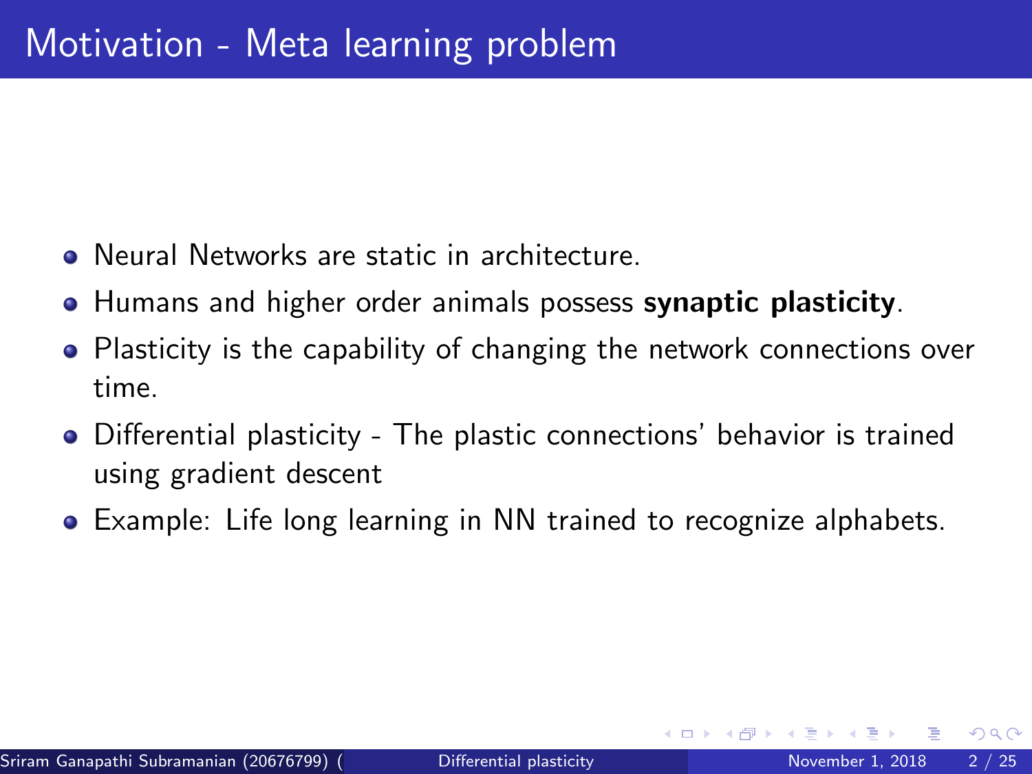# Motivation - Meta learning problem

- Neural Networks are static in architecture.
- Humans and higher order animals possess **synaptic plasticity**.
- Plasticity is the capability of changing the network connections over time.
- Differential plasticity - The plastic connections' behavior is trained using gradient descent
- Example: Life long learning in NN trained to recognize alphabets.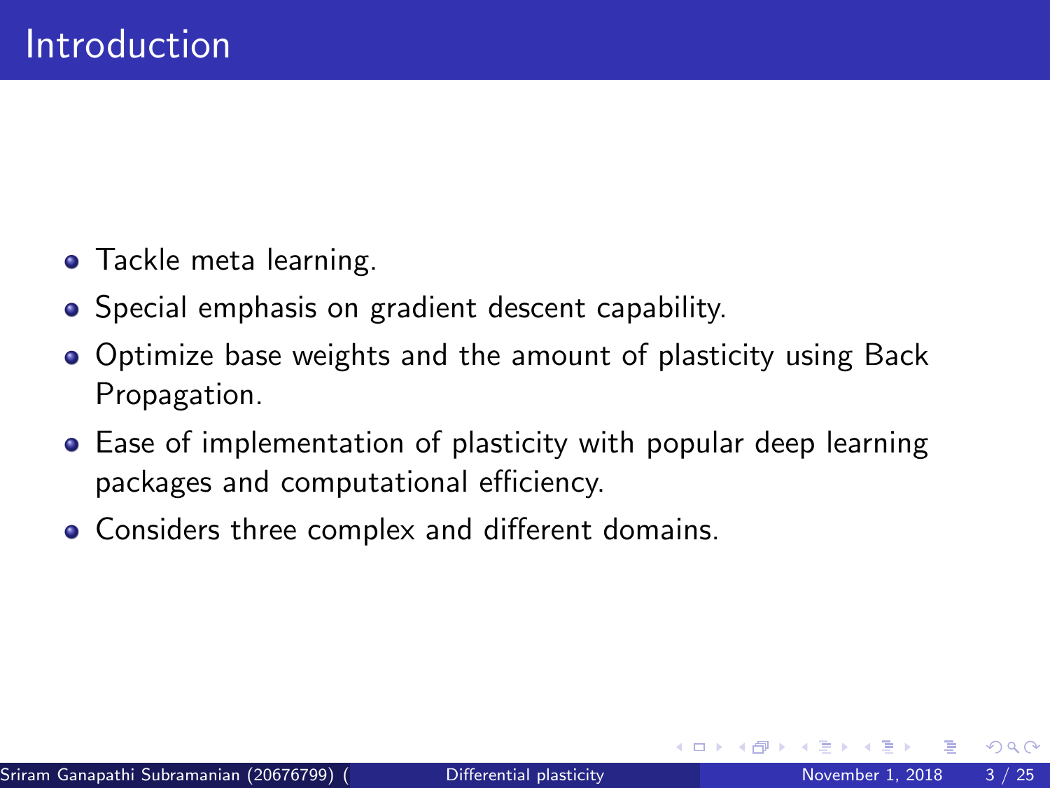# Introduction

- Tackle meta learning.
- Special emphasis on gradient descent capability.
- Optimize base weights and the amount of plasticity using Back Propagation.
- Ease of implementation of plasticity with popular deep learning packages and computational efficiency.
- Considers three complex and different domains.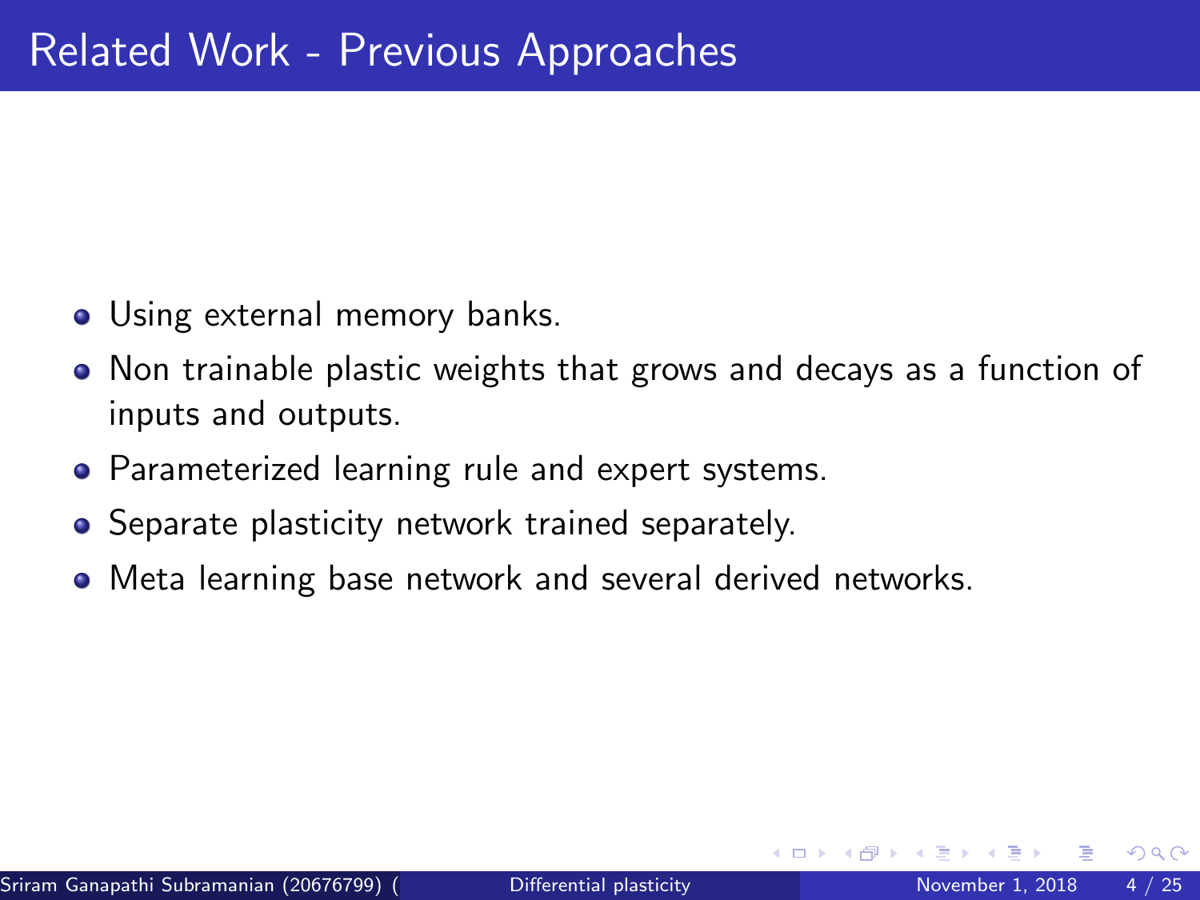# Related Work - Previous Approaches

- Using external memory banks.
- Non trainable plastic weights that grows and decays as a function of inputs and outputs.
- Parameterized learning rule and expert systems.
- Separate plasticity network trained separately.
- Meta learning base network and several derived networks.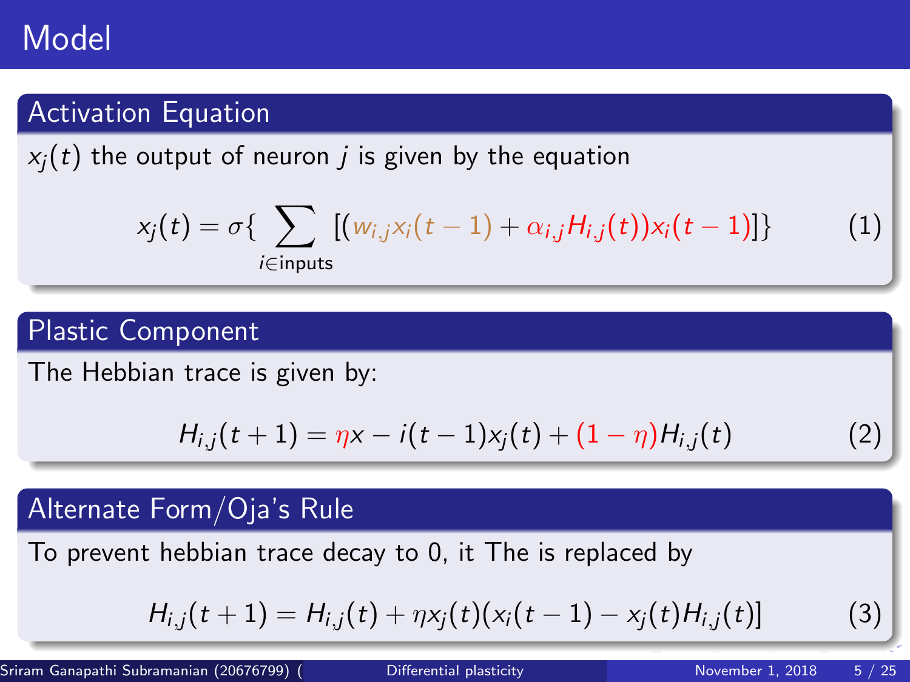# Model

## Activation Equation

$x_j(t)$ the output of neuron $j$ is given by the equation

$$x_j(t) = \sigma\{ \sum_{i \in \text{inputs}} [(w_{i,j} x_i(t-1) + \alpha_{i,j} H_{i,j}(t)) x_i(t-1)]\} \tag{1}$$

## Plastic Component

The Hebbian trace is given by:

$$H_{i,j}(t+1) = \eta x - i(t-1) x_j(t) + (1-\eta) H_{i,j}(t) \tag{2}$$

## Alternate Form/Oja's Rule

To prevent hebbian trace decay to 0, it The is replaced by

$$H_{i,j}(t+1) = H_{i,j}(t) + \eta x_j(t)(x_i(t-1) - x_j(t) H_{i,j}(t)] \tag{3}$$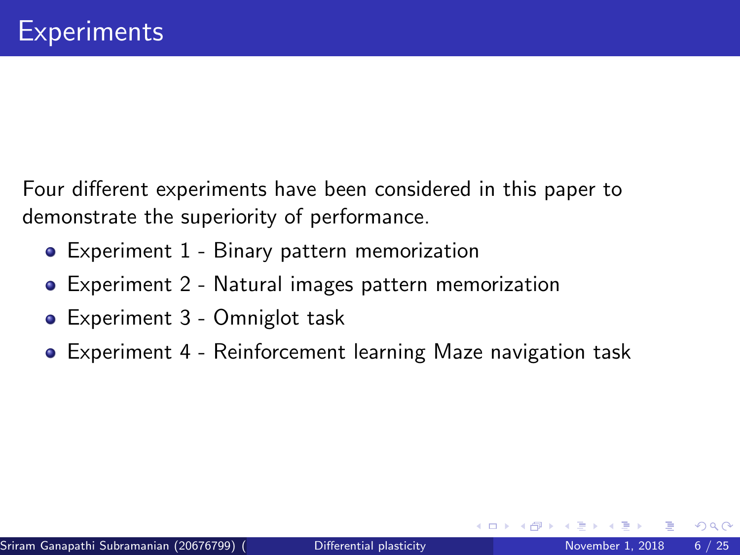# Experiments

Four different experiments have been considered in this paper to demonstrate the superiority of performance.

- Experiment 1 - Binary pattern memorization
- Experiment 2 - Natural images pattern memorization
- Experiment 3 - Omniglot task
- Experiment 4 - Reinforcement learning Maze navigation task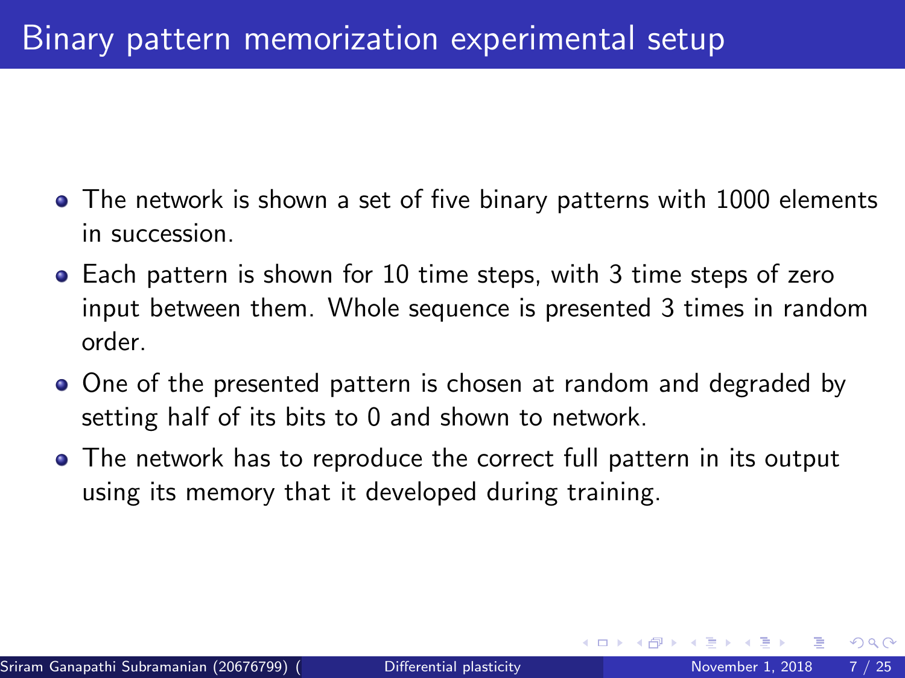# Binary pattern memorization experimental setup

- The network is shown a set of five binary patterns with 1000 elements in succession.
- Each pattern is shown for 10 time steps, with 3 time steps of zero input between them. Whole sequence is presented 3 times in random order.
- One of the presented pattern is chosen at random and degraded by setting half of its bits to 0 and shown to network.
- The network has to reproduce the correct full pattern in its output using its memory that it developed during training.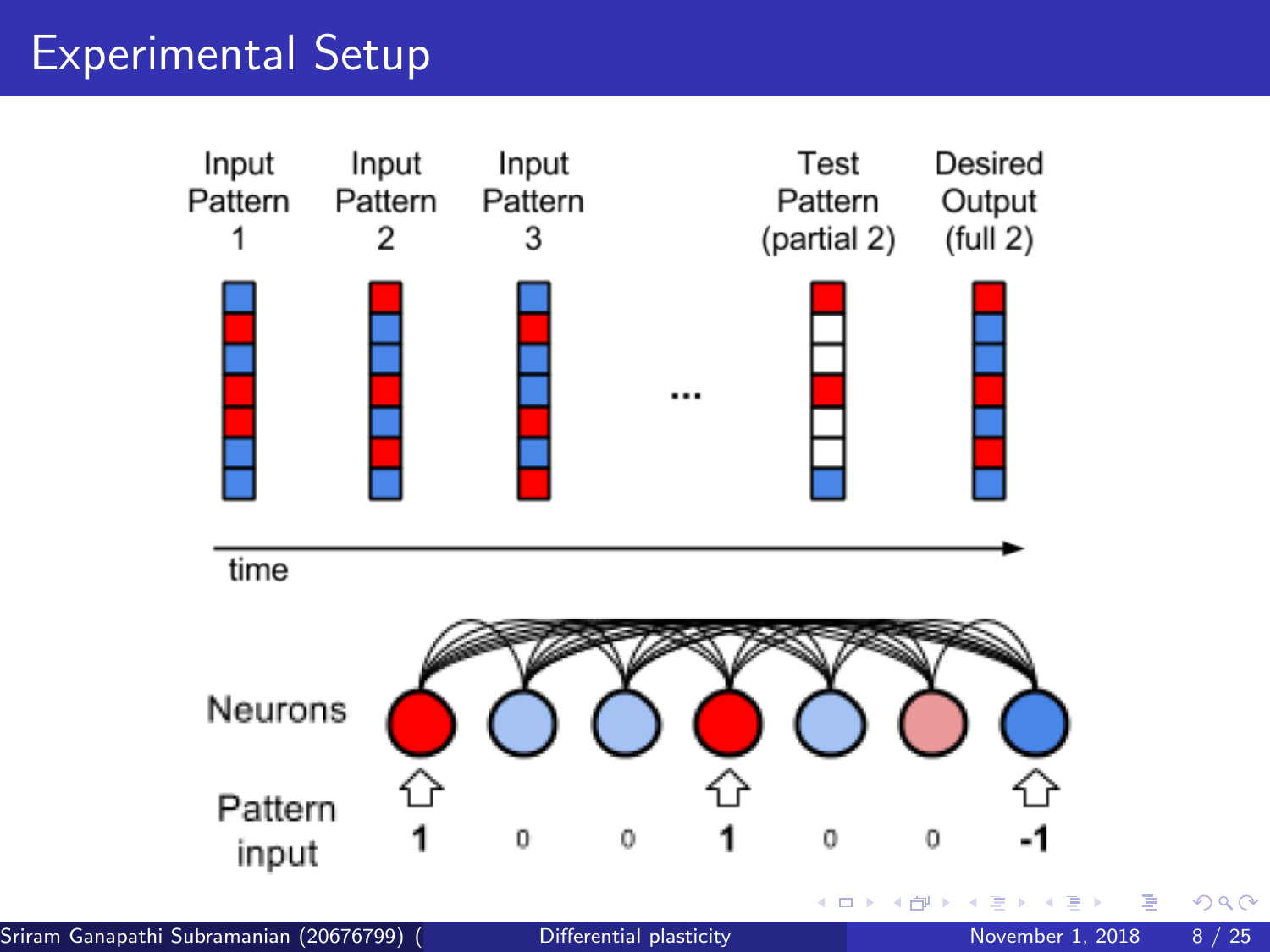# Experimental Setup

Input Pattern 1 | Input Pattern 2 | Input Pattern 3 | ... | Test Pattern (partial 2) | Desired Output (full 2)

time

Neurons

Pattern input: 1 0 0 1 0 0 -1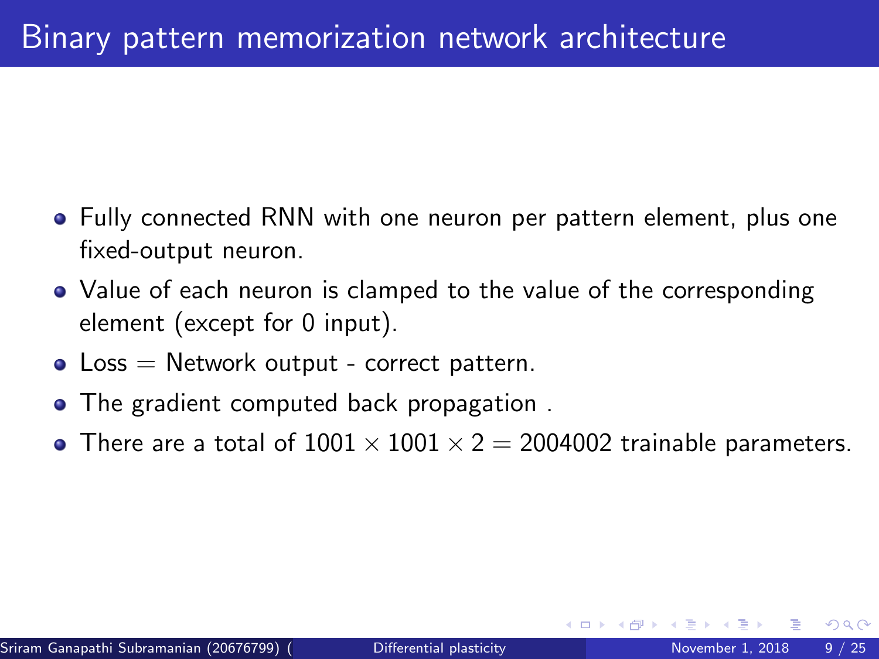# Binary pattern memorization network architecture

- Fully connected RNN with one neuron per pattern element, plus one fixed-output neuron.
- Value of each neuron is clamped to the value of the corresponding element (except for 0 input).
- Loss = Network output - correct pattern.
- The gradient computed back propagation .
- There are a total of $1001 \times 1001 \times 2 = 2004002$ trainable parameters.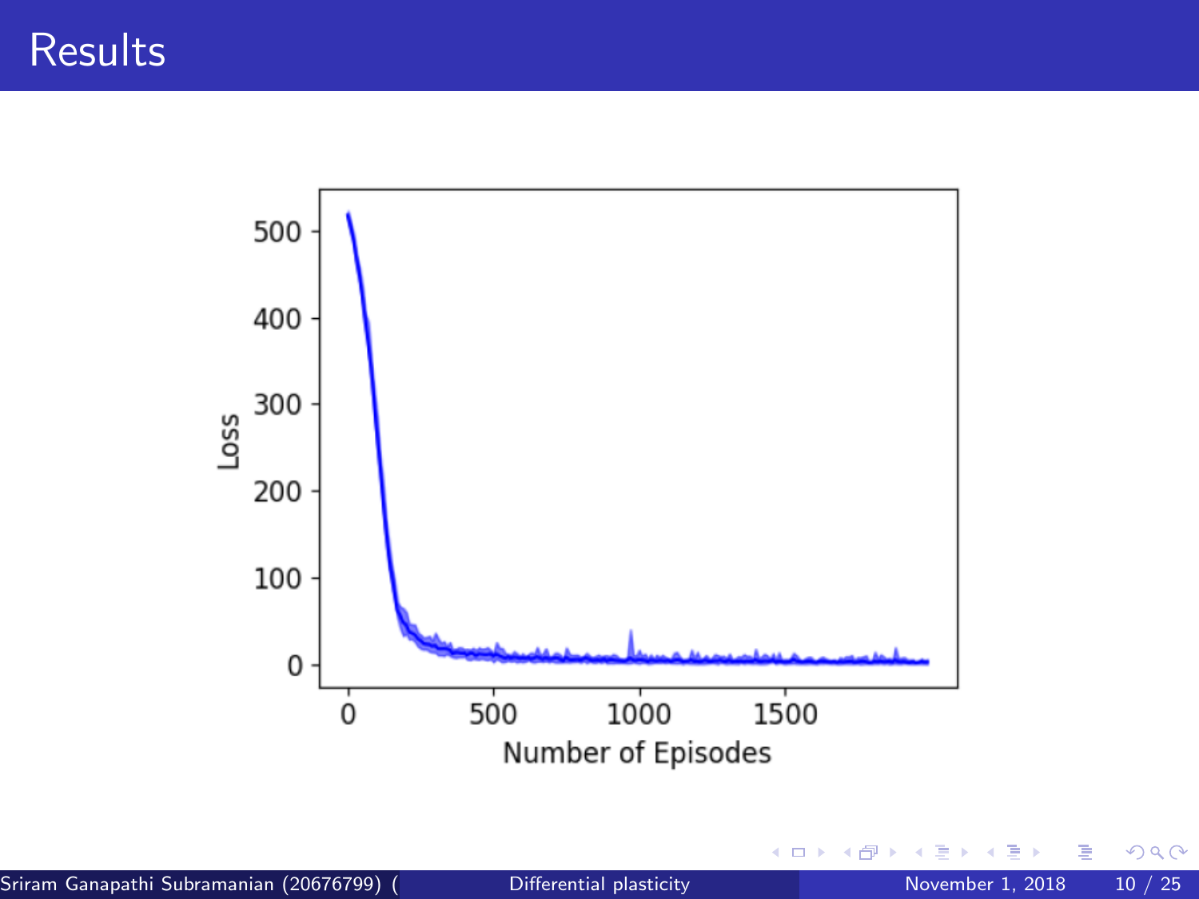# Results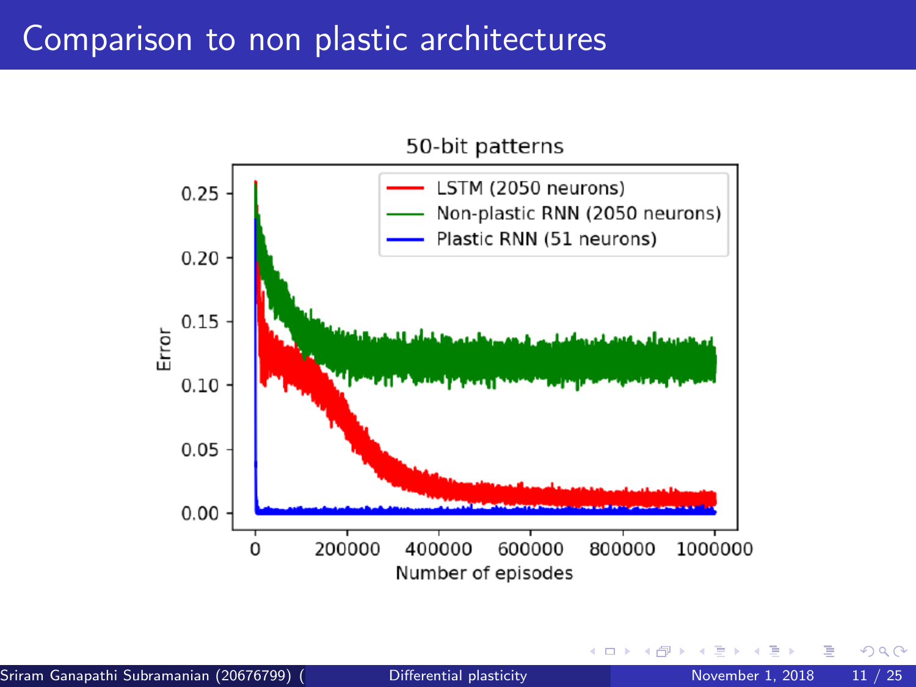# Comparison to non plastic architectures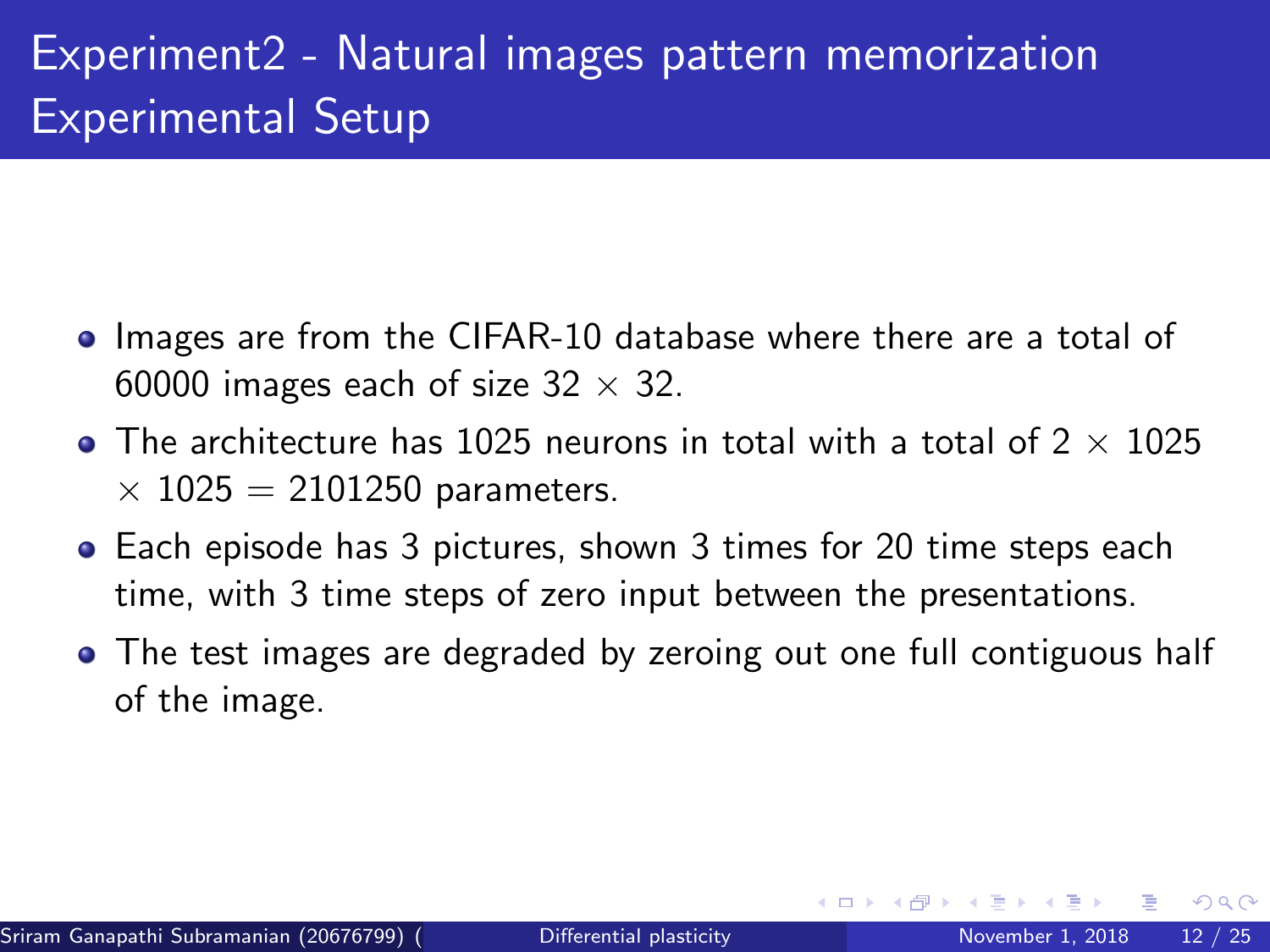# Experiment2 - Natural images pattern memorization Experimental Setup

- Images are from the CIFAR-10 database where there are a total of 60000 images each of size $32 \times 32$.
- The architecture has 1025 neurons in total with a total of $2 \times 1025 \times 1025 = 2101250$ parameters.
- Each episode has 3 pictures, shown 3 times for 20 time steps each time, with 3 time steps of zero input between the presentations.
- The test images are degraded by zeroing out one full contiguous half of the image.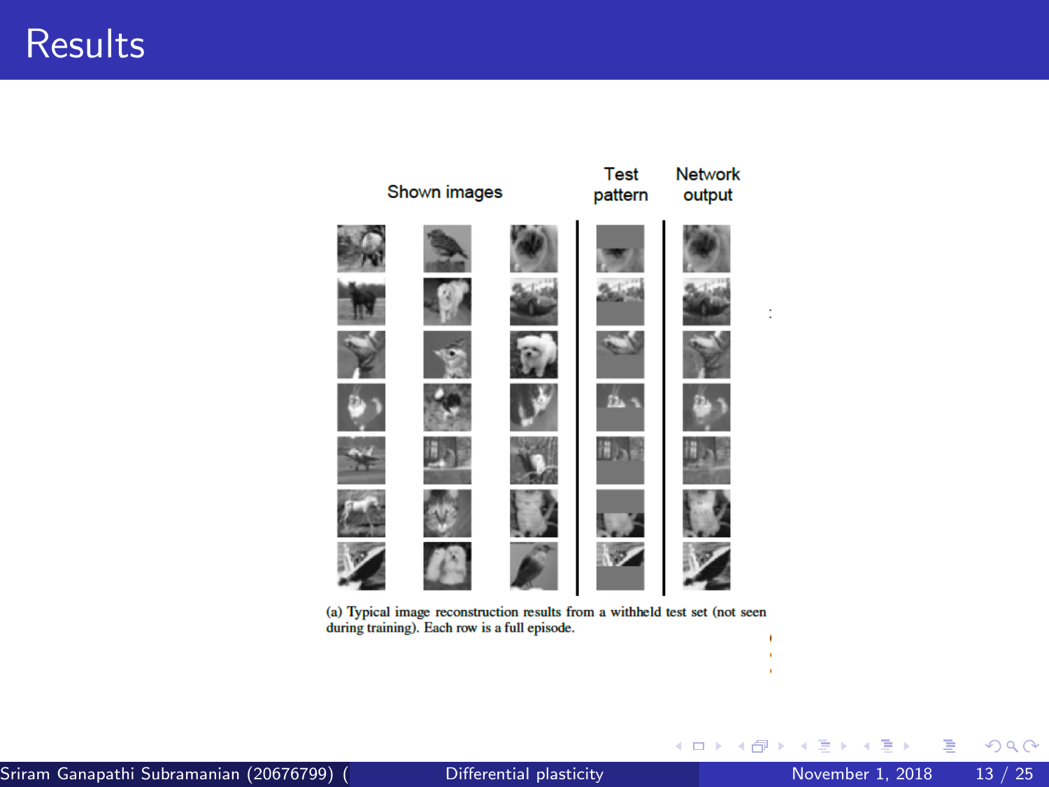# Results

Shown images

Test pattern

Network output

(a) Typical image reconstruction results from a withheld test set (not seen during training). Each row is a full episode.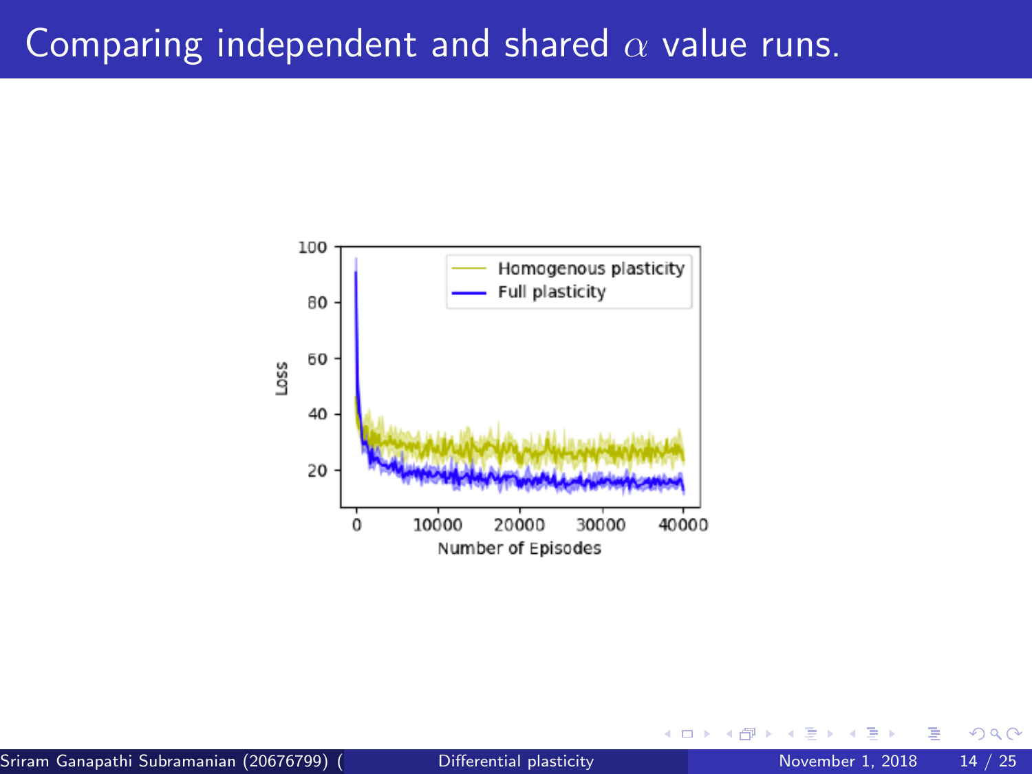# Comparing independent and shared $\alpha$ value runs.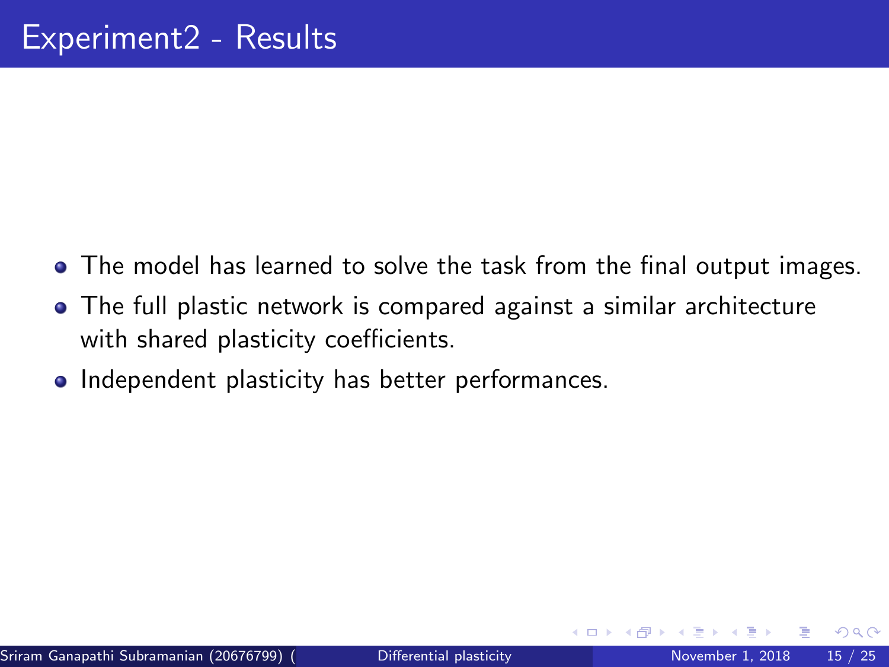# Experiment2 - Results

- The model has learned to solve the task from the final output images.
- The full plastic network is compared against a similar architecture with shared plasticity coefficients.
- Independent plasticity has better performances.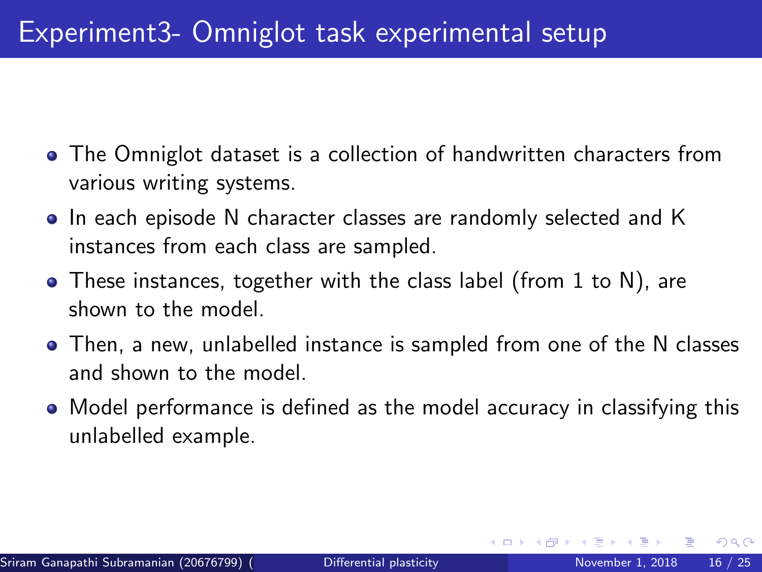# Experiment3- Omniglot task experimental setup

- The Omniglot dataset is a collection of handwritten characters from various writing systems.
- In each episode N character classes are randomly selected and K instances from each class are sampled.
- These instances, together with the class label (from 1 to N), are shown to the model.
- Then, a new, unlabelled instance is sampled from one of the N classes and shown to the model.
- Model performance is defined as the model accuracy in classifying this unlabelled example.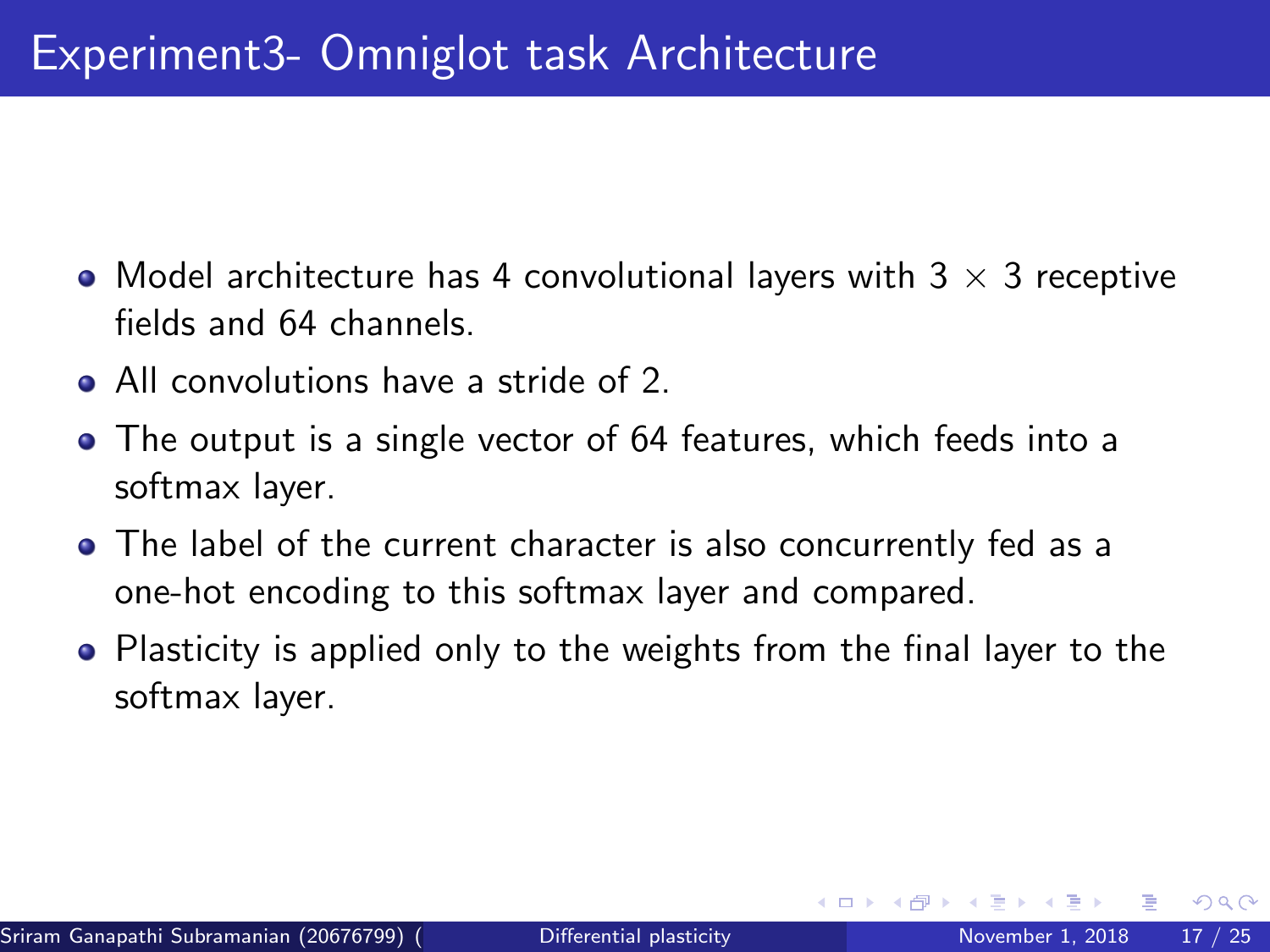# Experiment3- Omniglot task Architecture

- Model architecture has 4 convolutional layers with $3 \times 3$ receptive fields and 64 channels.
- All convolutions have a stride of 2.
- The output is a single vector of 64 features, which feeds into a softmax layer.
- The label of the current character is also concurrently fed as a one-hot encoding to this softmax layer and compared.
- Plasticity is applied only to the weights from the final layer to the softmax layer.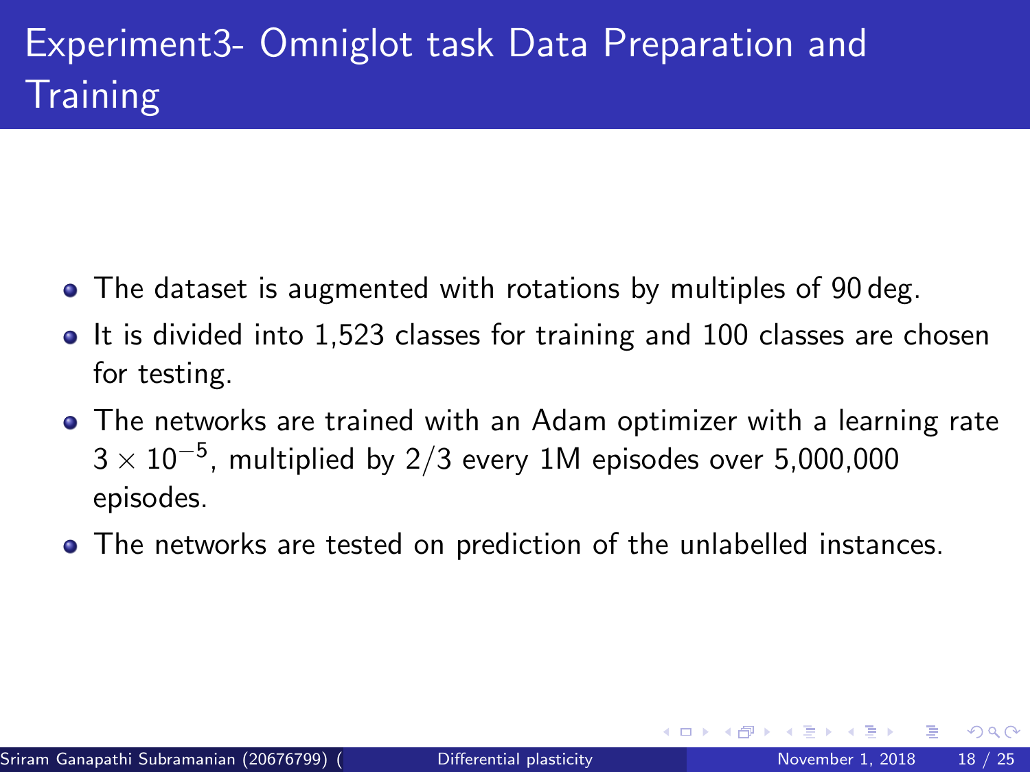# Experiment3- Omniglot task Data Preparation and Training

- The dataset is augmented with rotations by multiples of 90 deg.
- It is divided into 1,523 classes for training and 100 classes are chosen for testing.
- The networks are trained with an Adam optimizer with a learning rate $3 \times 10^{-5}$, multiplied by $2/3$ every 1M episodes over 5,000,000 episodes.
- The networks are tested on prediction of the unlabelled instances.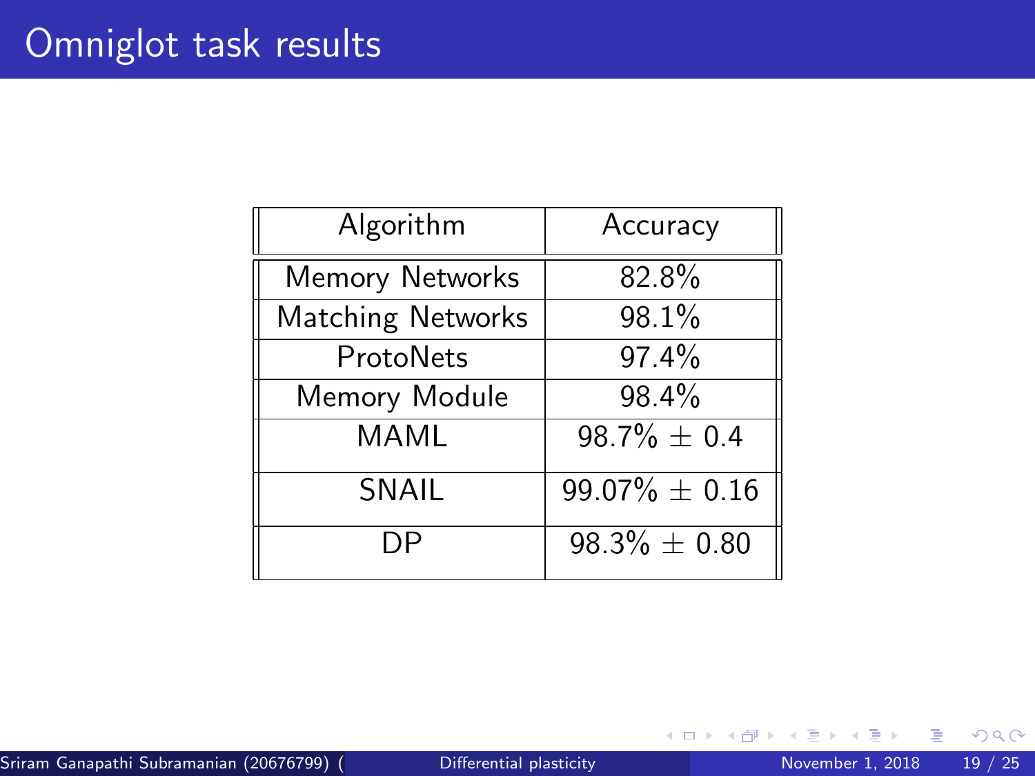# Omniglot task results

| Algorithm | Accuracy |
|---|---|
| Memory Networks | 82.8% |
| Matching Networks | 98.1% |
| ProtoNets | 97.4% |
| Memory Module | 98.4% |
| MAML | 98.7% $\pm$ 0.4 |
| SNAIL | 99.07% $\pm$ 0.16 |
| DP | 98.3% $\pm$ 0.80 |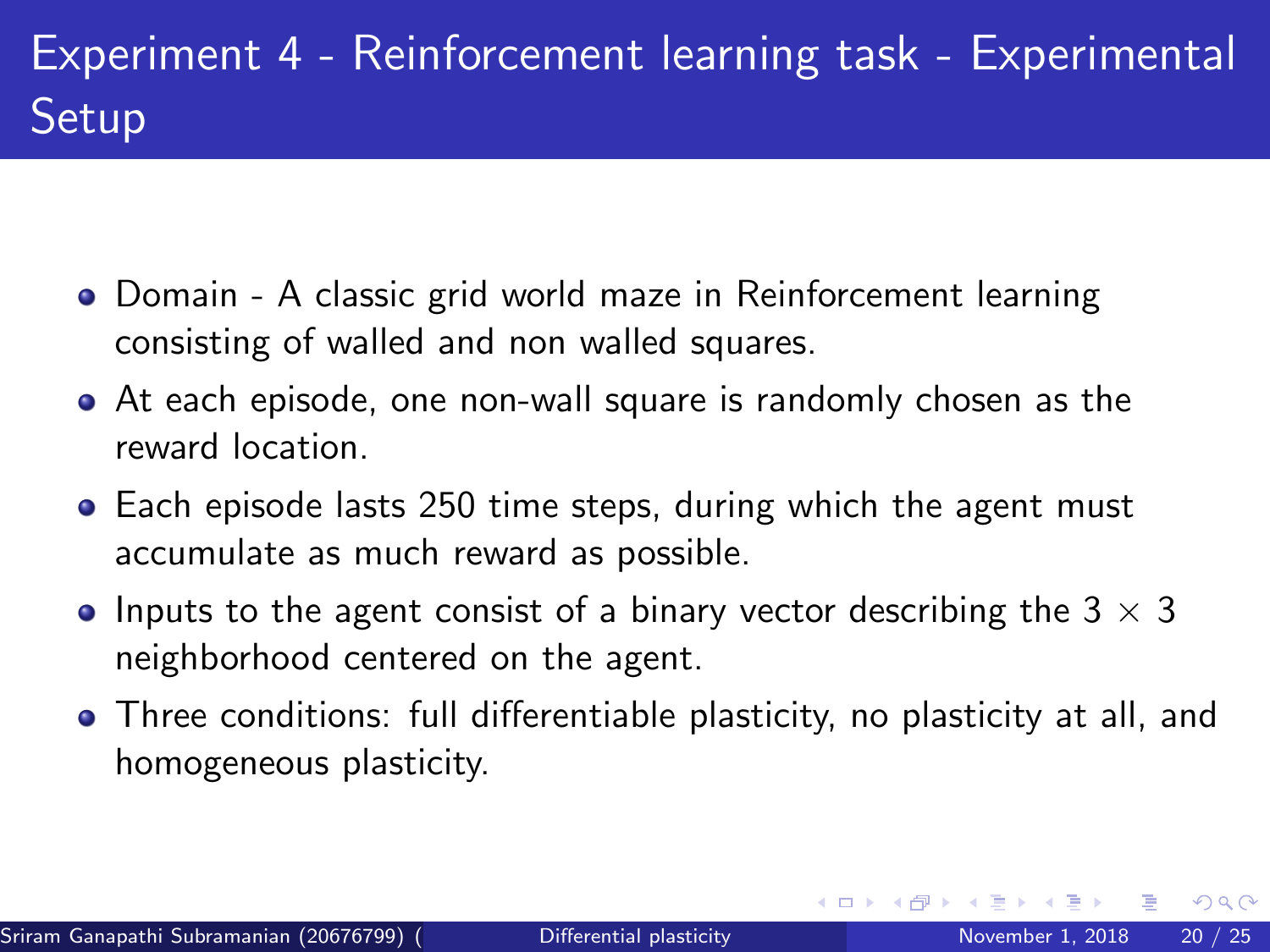# Experiment 4 - Reinforcement learning task - Experimental Setup

- Domain - A classic grid world maze in Reinforcement learning consisting of walled and non walled squares.
- At each episode, one non-wall square is randomly chosen as the reward location.
- Each episode lasts 250 time steps, during which the agent must accumulate as much reward as possible.
- Inputs to the agent consist of a binary vector describing the $3 \times 3$ neighborhood centered on the agent.
- Three conditions: full differentiable plasticity, no plasticity at all, and homogeneous plasticity.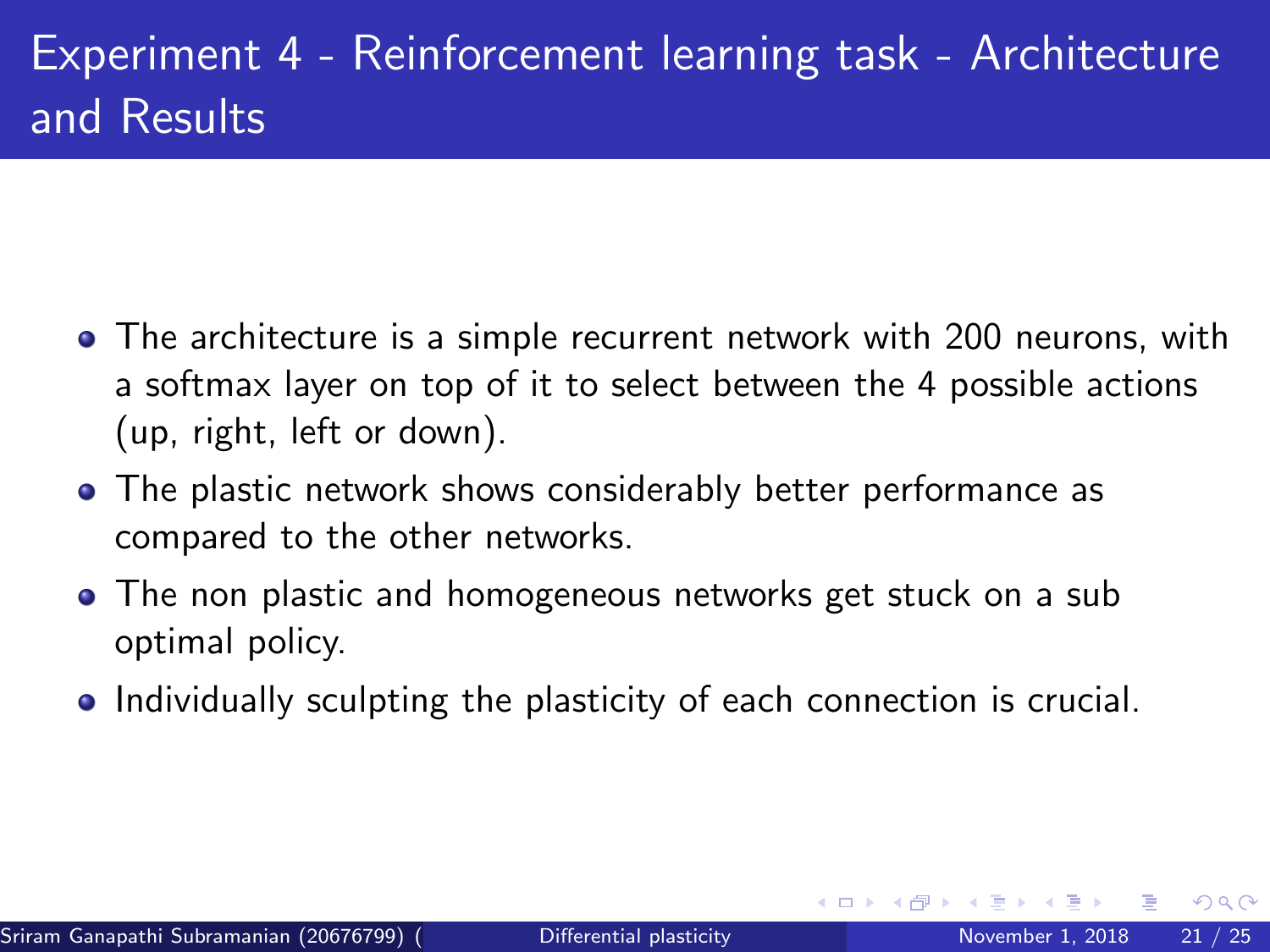# Experiment 4 - Reinforcement learning task - Architecture and Results

- The architecture is a simple recurrent network with 200 neurons, with a softmax layer on top of it to select between the 4 possible actions (up, right, left or down).
- The plastic network shows considerably better performance as compared to the other networks.
- The non plastic and homogeneous networks get stuck on a sub optimal policy.
- Individually sculpting the plasticity of each connection is crucial.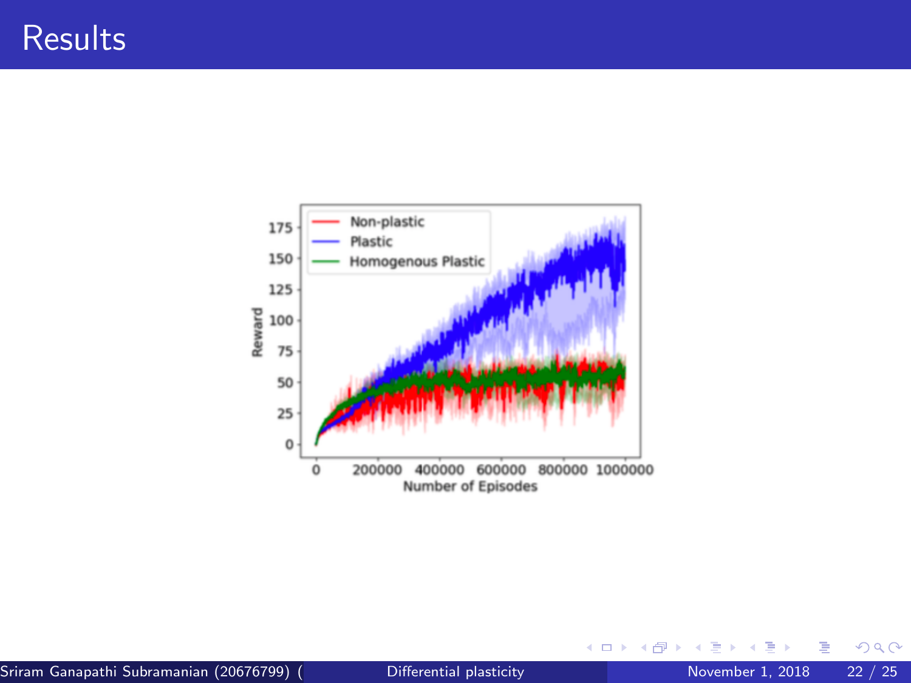# Results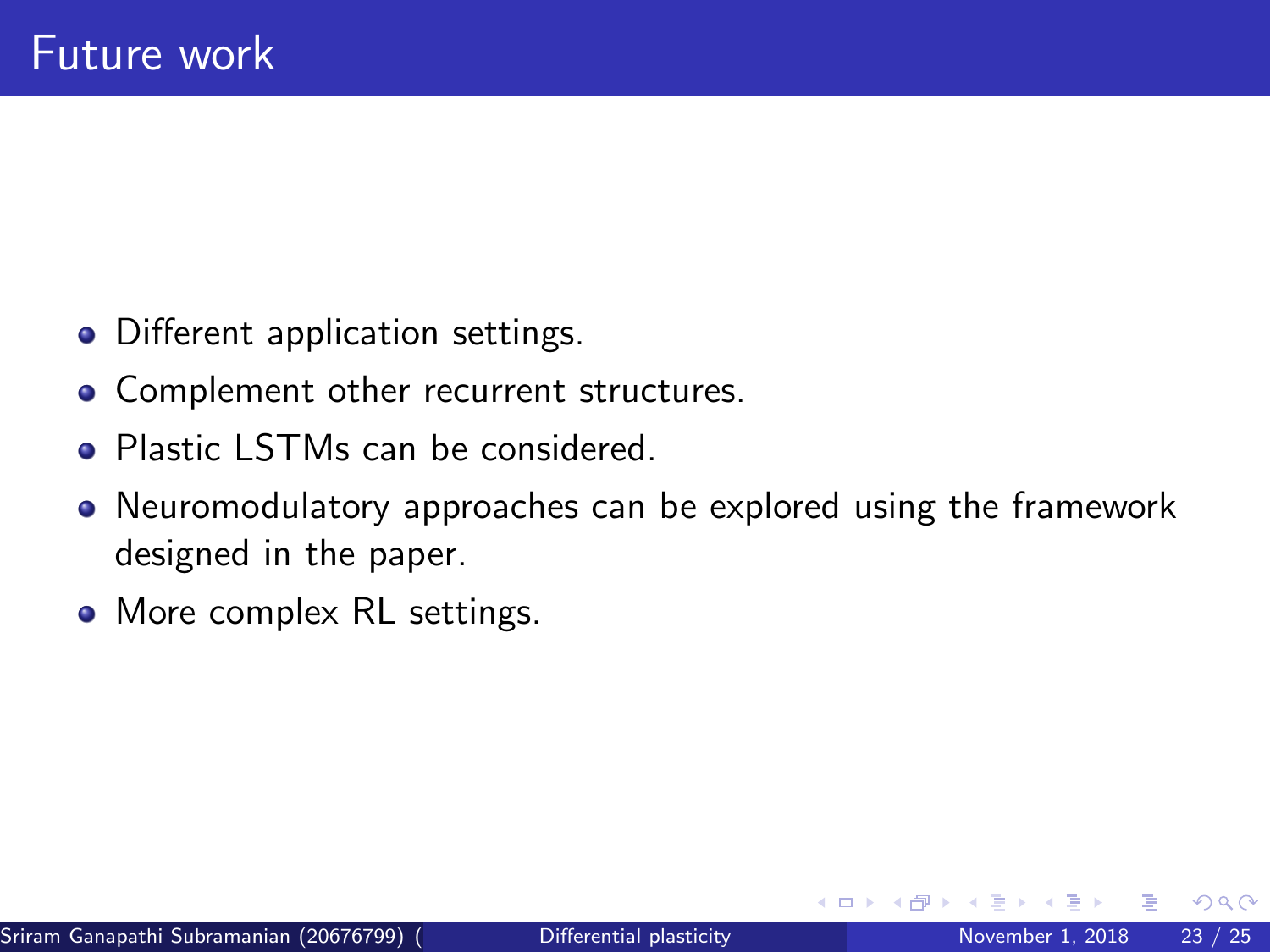# Future work

- Different application settings.
- Complement other recurrent structures.
- Plastic LSTMs can be considered.
- Neuromodulatory approaches can be explored using the framework designed in the paper.
- More complex RL settings.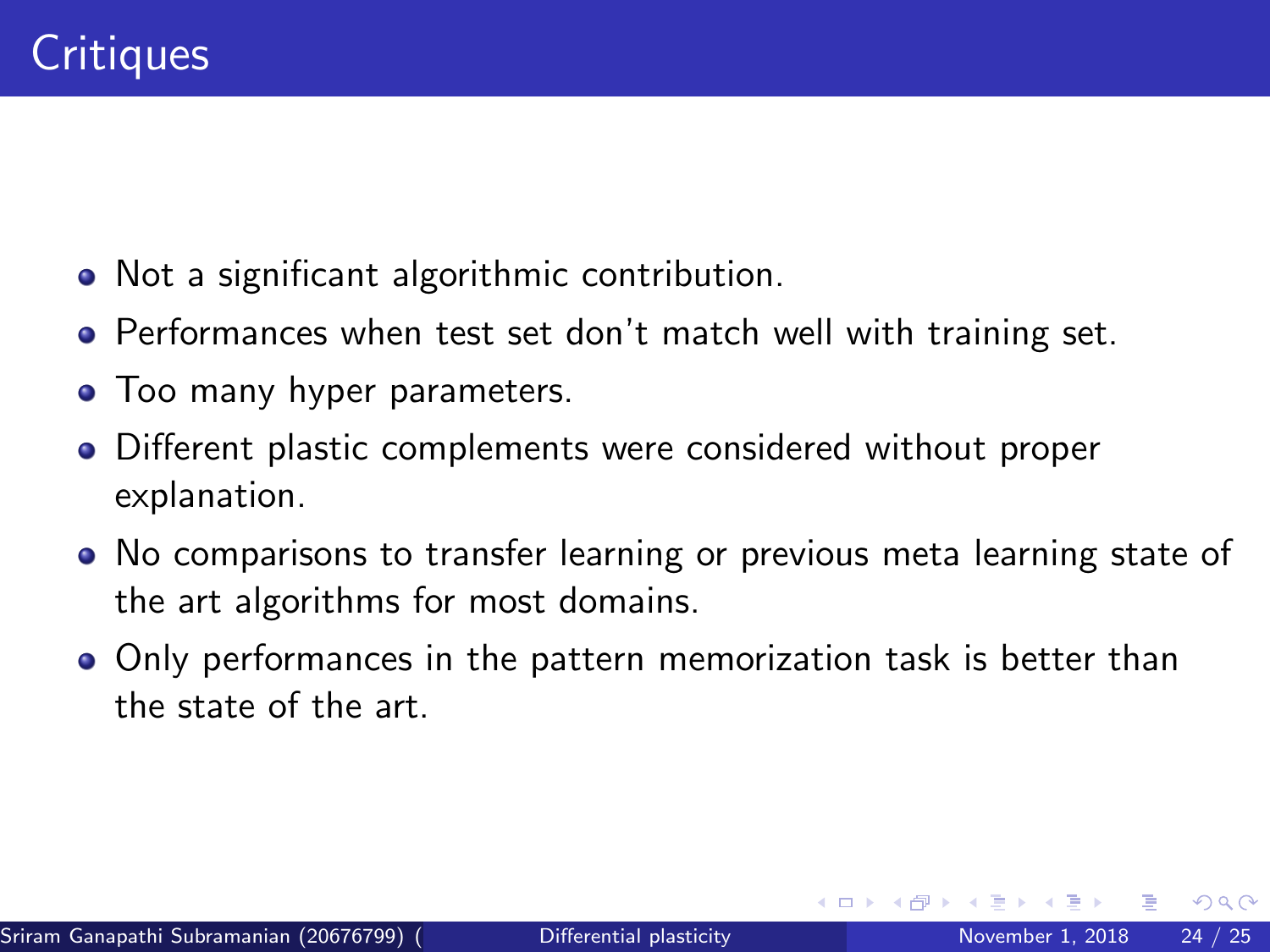# Critiques

- Not a significant algorithmic contribution.
- Performances when test set don't match well with training set.
- Too many hyper parameters.
- Different plastic complements were considered without proper explanation.
- No comparisons to transfer learning or previous meta learning state of the art algorithms for most domains.
- Only performances in the pattern memorization task is better than the state of the art.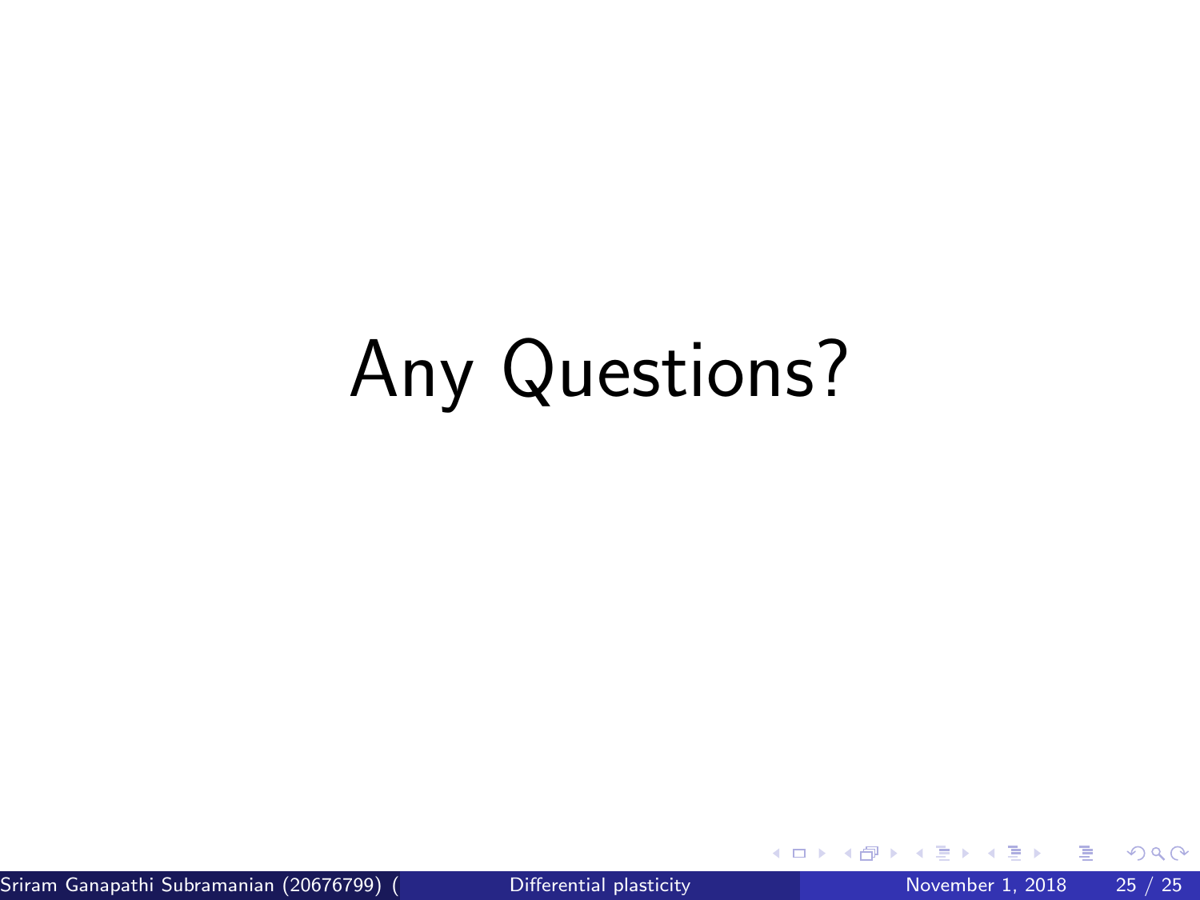# Any Questions?